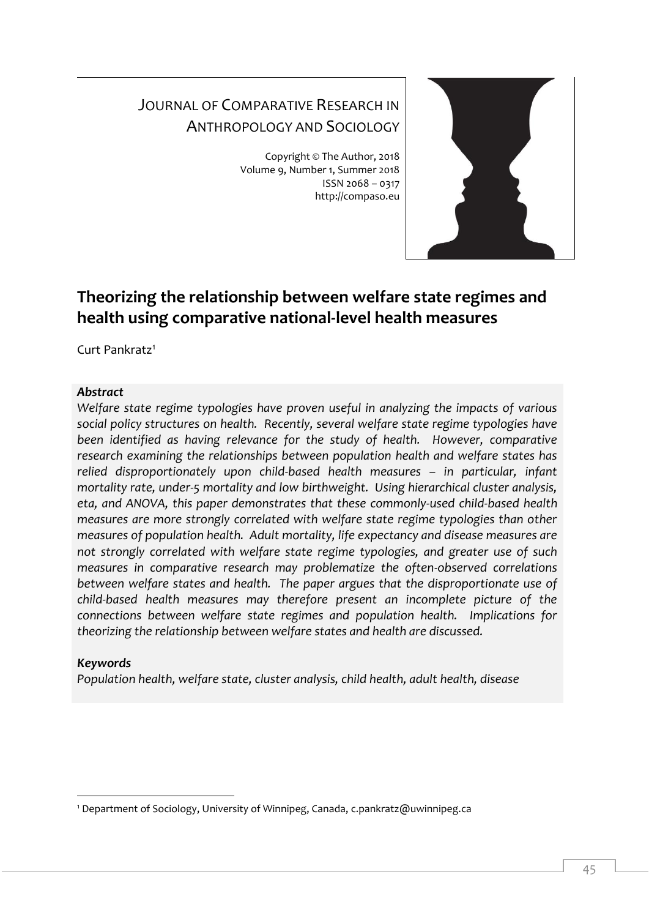# JOURNAL OF COMPARATIVE RESEARCH IN ANTHROPOLOGY AND SOCIOLOGY

Copyright © The Author, 2018
Volume 9, Number 1, Summer 2018
ISSN 2068 – 0317
http://compaso.eu

## Theorizing the relationship between welfare state regimes and health using comparative national-level health measures

Curt Pankratz[1]

### *Abstract*

*Welfare state regime typologies have proven useful in analyzing the impacts of various social policy structures on health. Recently, several welfare state regime typologies have been identified as having relevance for the study of health. However, comparative research examining the relationships between population health and welfare states has relied disproportionately upon child-based health measures – in particular, infant mortality rate, under-5 mortality and low birthweight. Using hierarchical cluster analysis, eta, and ANOVA, this paper demonstrates that these commonly-used child-based health measures are more strongly correlated with welfare state regime typologies than other measures of population health. Adult mortality, life expectancy and disease measures are not strongly correlated with welfare state regime typologies, and greater use of such measures in comparative research may problematize the often-observed correlations between welfare states and health. The paper argues that the disproportionate use of child-based health measures may therefore present an incomplete picture of the connections between welfare state regimes and population health. Implications for theorizing the relationship between welfare states and health are discussed.*

### *Keywords*

*Population health, welfare state, cluster analysis, child health, adult health, disease*

[1] Department of Sociology, University of Winnipeg, Canada, c.pankratz@uwinnipeg.ca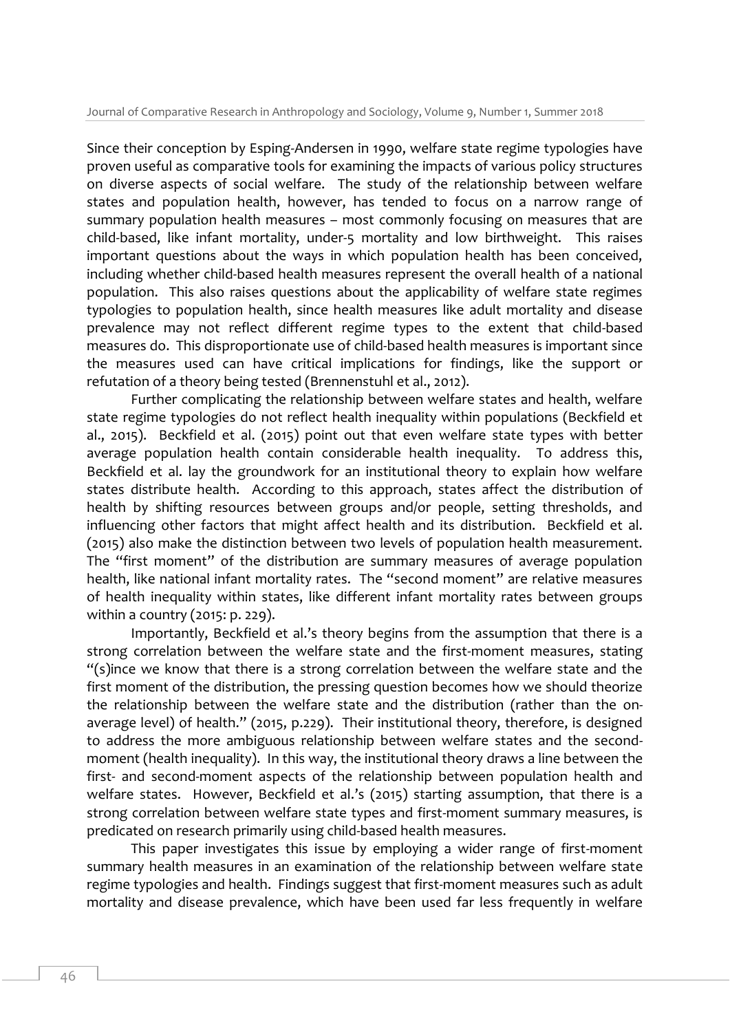Since their conception by Esping-Andersen in 1990, welfare state regime typologies have proven useful as comparative tools for examining the impacts of various policy structures on diverse aspects of social welfare. The study of the relationship between welfare states and population health, however, has tended to focus on a narrow range of summary population health measures – most commonly focusing on measures that are child-based, like infant mortality, under-5 mortality and low birthweight. This raises important questions about the ways in which population health has been conceived, including whether child-based health measures represent the overall health of a national population. This also raises questions about the applicability of welfare state regimes typologies to population health, since health measures like adult mortality and disease prevalence may not reflect different regime types to the extent that child-based measures do. This disproportionate use of child-based health measures is important since the measures used can have critical implications for findings, like the support or refutation of a theory being tested (Brennenstuhl et al., 2012).

Further complicating the relationship between welfare states and health, welfare state regime typologies do not reflect health inequality within populations (Beckfield et al., 2015). Beckfield et al. (2015) point out that even welfare state types with better average population health contain considerable health inequality. To address this, Beckfield et al. lay the groundwork for an institutional theory to explain how welfare states distribute health. According to this approach, states affect the distribution of health by shifting resources between groups and/or people, setting thresholds, and influencing other factors that might affect health and its distribution. Beckfield et al. (2015) also make the distinction between two levels of population health measurement. The "first moment" of the distribution are summary measures of average population health, like national infant mortality rates. The "second moment" are relative measures of health inequality within states, like different infant mortality rates between groups within a country (2015: p. 229).

Importantly, Beckfield et al.'s theory begins from the assumption that there is a strong correlation between the welfare state and the first-moment measures, stating "(s)ince we know that there is a strong correlation between the welfare state and the first moment of the distribution, the pressing question becomes how we should theorize the relationship between the welfare state and the distribution (rather than the on-average level) of health." (2015, p.229). Their institutional theory, therefore, is designed to address the more ambiguous relationship between welfare states and the second-moment (health inequality). In this way, the institutional theory draws a line between the first- and second-moment aspects of the relationship between population health and welfare states. However, Beckfield et al.'s (2015) starting assumption, that there is a strong correlation between welfare state types and first-moment summary measures, is predicated on research primarily using child-based health measures.

This paper investigates this issue by employing a wider range of first-moment summary health measures in an examination of the relationship between welfare state regime typologies and health. Findings suggest that first-moment measures such as adult mortality and disease prevalence, which have been used far less frequently in welfare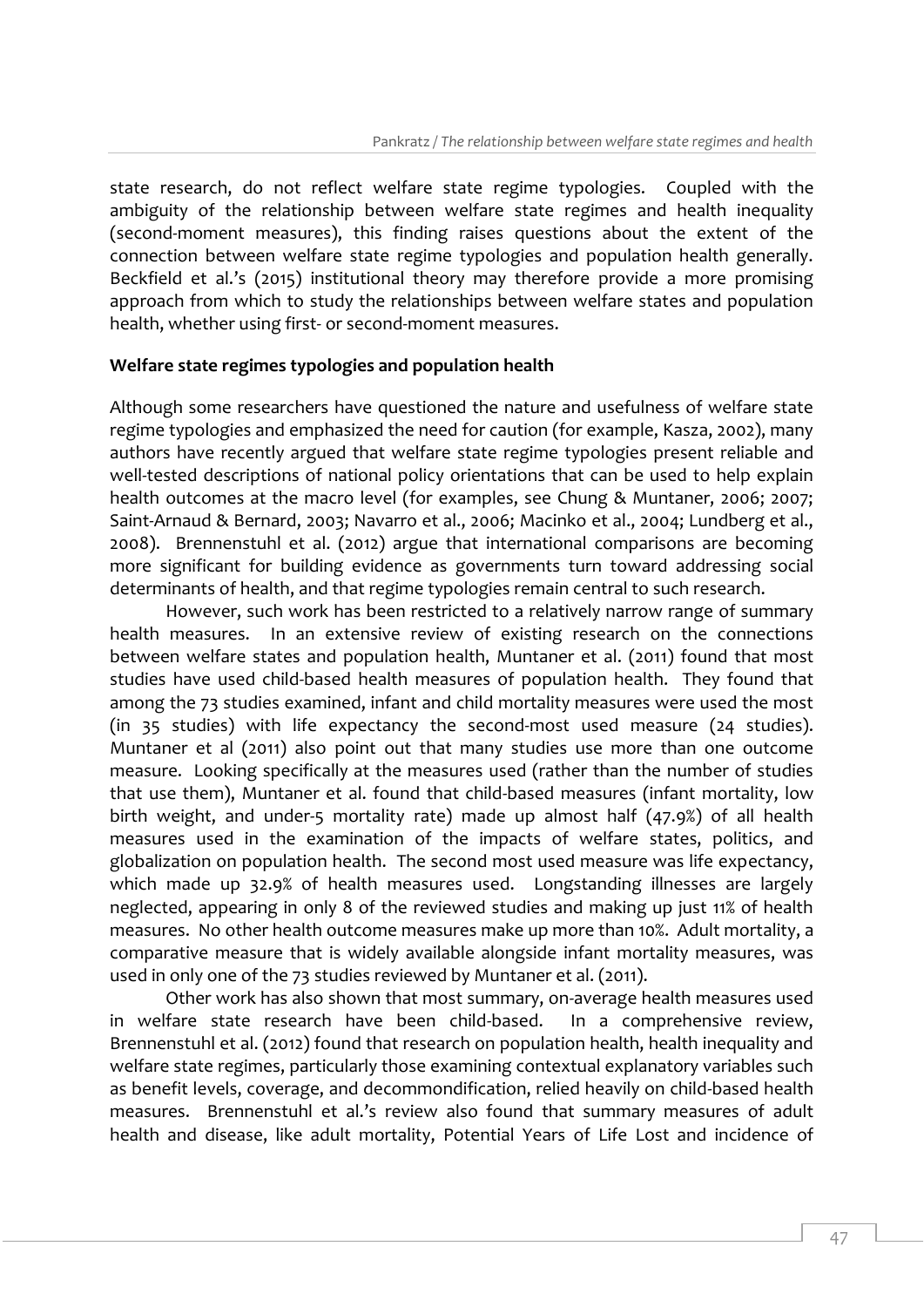state research, do not reflect welfare state regime typologies. Coupled with the ambiguity of the relationship between welfare state regimes and health inequality (second-moment measures), this finding raises questions about the extent of the connection between welfare state regime typologies and population health generally. Beckfield et al.'s (2015) institutional theory may therefore provide a more promising approach from which to study the relationships between welfare states and population health, whether using first- or second-moment measures.

**Welfare state regimes typologies and population health**

Although some researchers have questioned the nature and usefulness of welfare state regime typologies and emphasized the need for caution (for example, Kasza, 2002), many authors have recently argued that welfare state regime typologies present reliable and well-tested descriptions of national policy orientations that can be used to help explain health outcomes at the macro level (for examples, see Chung & Muntaner, 2006; 2007; Saint-Arnaud & Bernard, 2003; Navarro et al., 2006; Macinko et al., 2004; Lundberg et al., 2008). Brennenstuhl et al. (2012) argue that international comparisons are becoming more significant for building evidence as governments turn toward addressing social determinants of health, and that regime typologies remain central to such research.

However, such work has been restricted to a relatively narrow range of summary health measures. In an extensive review of existing research on the connections between welfare states and population health, Muntaner et al. (2011) found that most studies have used child-based health measures of population health. They found that among the 73 studies examined, infant and child mortality measures were used the most (in 35 studies) with life expectancy the second-most used measure (24 studies). Muntaner et al (2011) also point out that many studies use more than one outcome measure. Looking specifically at the measures used (rather than the number of studies that use them), Muntaner et al. found that child-based measures (infant mortality, low birth weight, and under-5 mortality rate) made up almost half (47.9%) of all health measures used in the examination of the impacts of welfare states, politics, and globalization on population health. The second most used measure was life expectancy, which made up 32.9% of health measures used. Longstanding illnesses are largely neglected, appearing in only 8 of the reviewed studies and making up just 11% of health measures. No other health outcome measures make up more than 10%. Adult mortality, a comparative measure that is widely available alongside infant mortality measures, was used in only one of the 73 studies reviewed by Muntaner et al. (2011).

Other work has also shown that most summary, on-average health measures used in welfare state research have been child-based. In a comprehensive review, Brennenstuhl et al. (2012) found that research on population health, health inequality and welfare state regimes, particularly those examining contextual explanatory variables such as benefit levels, coverage, and decommondification, relied heavily on child-based health measures. Brennenstuhl et al.'s review also found that summary measures of adult health and disease, like adult mortality, Potential Years of Life Lost and incidence of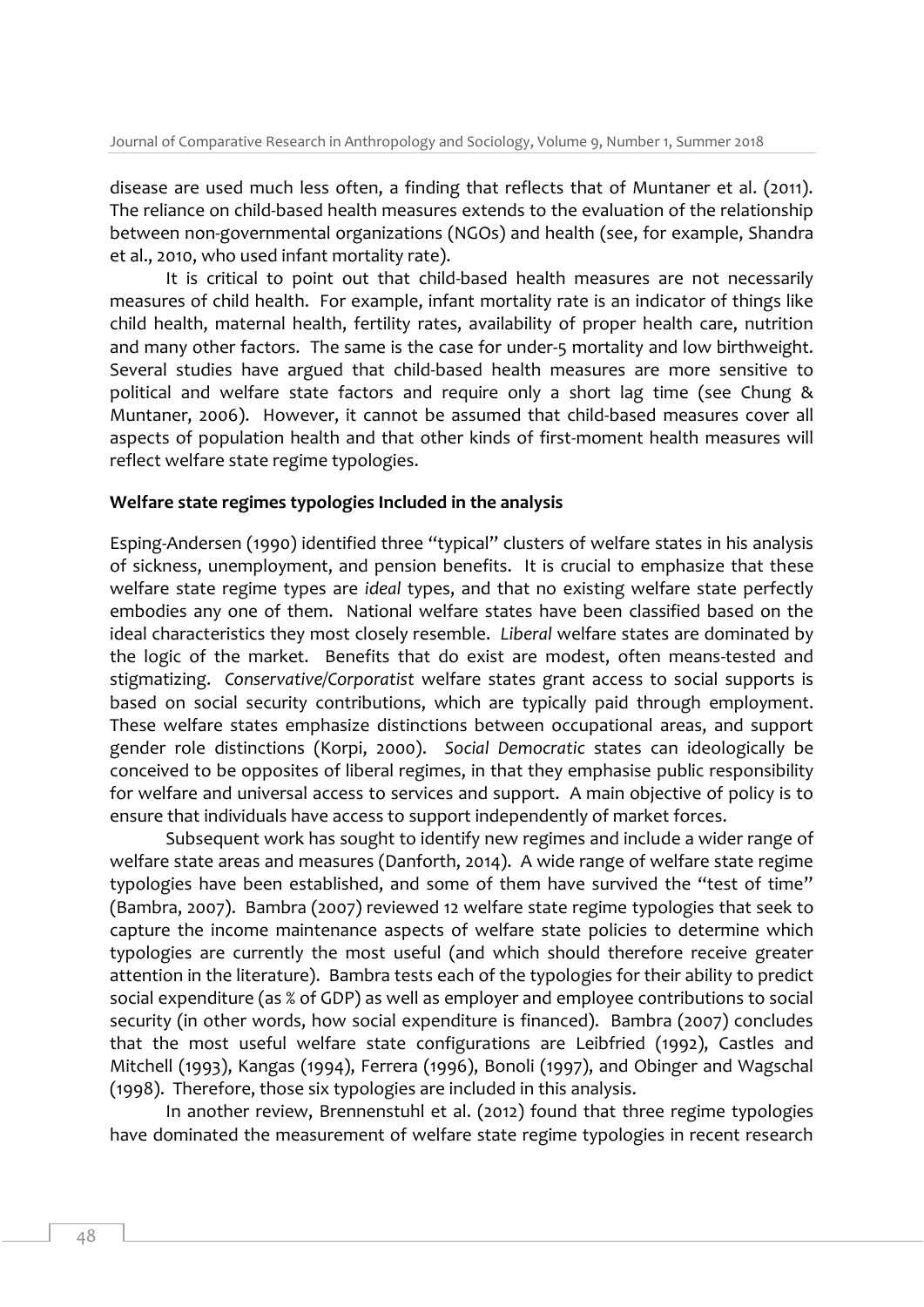disease are used much less often, a finding that reflects that of Muntaner et al. (2011). The reliance on child-based health measures extends to the evaluation of the relationship between non-governmental organizations (NGOs) and health (see, for example, Shandra et al., 2010, who used infant mortality rate).

It is critical to point out that child-based health measures are not necessarily measures of child health. For example, infant mortality rate is an indicator of things like child health, maternal health, fertility rates, availability of proper health care, nutrition and many other factors. The same is the case for under-5 mortality and low birthweight. Several studies have argued that child-based health measures are more sensitive to political and welfare state factors and require only a short lag time (see Chung & Muntaner, 2006). However, it cannot be assumed that child-based measures cover all aspects of population health and that other kinds of first-moment health measures will reflect welfare state regime typologies.

## Welfare state regimes typologies Included in the analysis

Esping-Andersen (1990) identified three "typical" clusters of welfare states in his analysis of sickness, unemployment, and pension benefits. It is crucial to emphasize that these welfare state regime types are *ideal* types, and that no existing welfare state perfectly embodies any one of them. National welfare states have been classified based on the ideal characteristics they most closely resemble. *Liberal* welfare states are dominated by the logic of the market. Benefits that do exist are modest, often means-tested and stigmatizing. *Conservative/Corporatist* welfare states grant access to social supports is based on social security contributions, which are typically paid through employment. These welfare states emphasize distinctions between occupational areas, and support gender role distinctions (Korpi, 2000). *Social Democratic* states can ideologically be conceived to be opposites of liberal regimes, in that they emphasise public responsibility for welfare and universal access to services and support. A main objective of policy is to ensure that individuals have access to support independently of market forces.

Subsequent work has sought to identify new regimes and include a wider range of welfare state areas and measures (Danforth, 2014). A wide range of welfare state regime typologies have been established, and some of them have survived the "test of time" (Bambra, 2007). Bambra (2007) reviewed 12 welfare state regime typologies that seek to capture the income maintenance aspects of welfare state policies to determine which typologies are currently the most useful (and which should therefore receive greater attention in the literature). Bambra tests each of the typologies for their ability to predict social expenditure (as % of GDP) as well as employer and employee contributions to social security (in other words, how social expenditure is financed). Bambra (2007) concludes that the most useful welfare state configurations are Leibfried (1992), Castles and Mitchell (1993), Kangas (1994), Ferrera (1996), Bonoli (1997), and Obinger and Wagschal (1998). Therefore, those six typologies are included in this analysis.

In another review, Brennenstuhl et al. (2012) found that three regime typologies have dominated the measurement of welfare state regime typologies in recent research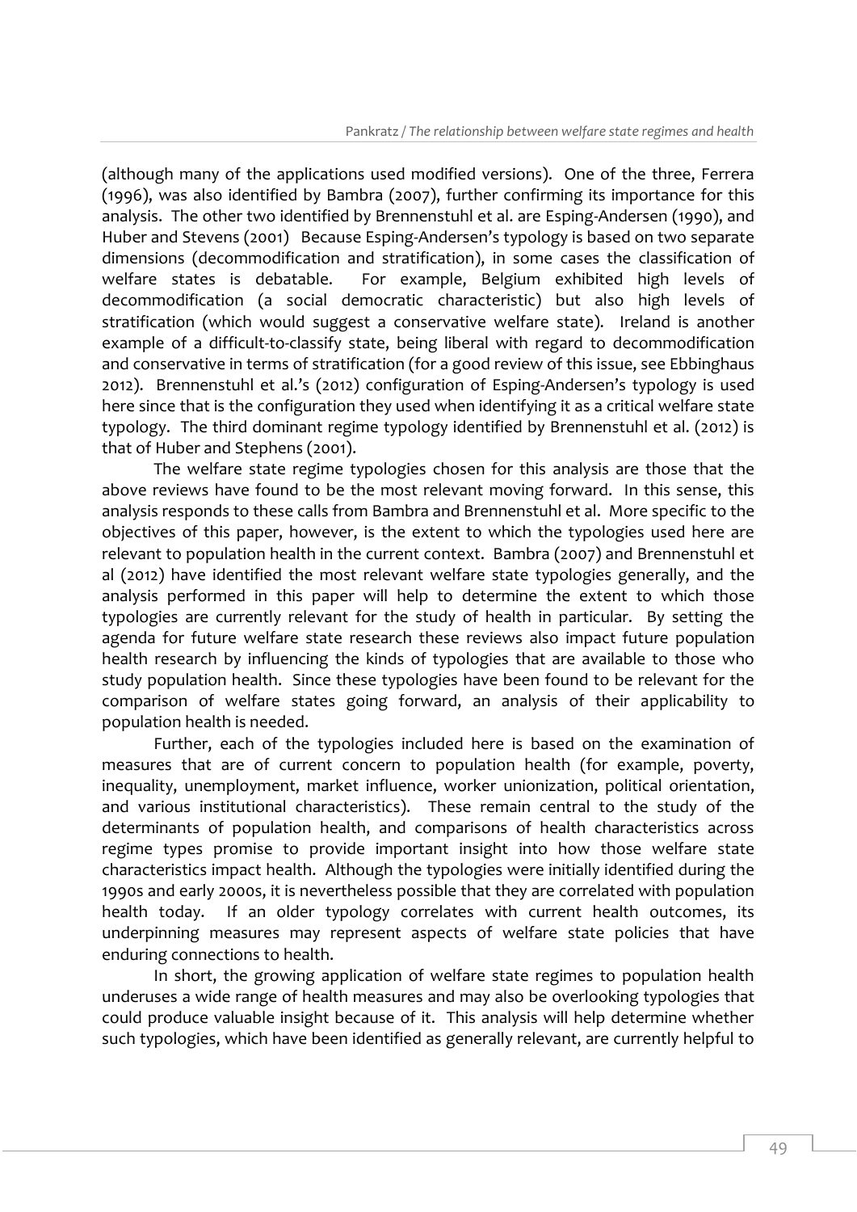(although many of the applications used modified versions). One of the three, Ferrera (1996), was also identified by Bambra (2007), further confirming its importance for this analysis. The other two identified by Brennenstuhl et al. are Esping-Andersen (1990), and Huber and Stevens (2001) Because Esping-Andersen's typology is based on two separate dimensions (decommodification and stratification), in some cases the classification of welfare states is debatable. For example, Belgium exhibited high levels of decommodification (a social democratic characteristic) but also high levels of stratification (which would suggest a conservative welfare state). Ireland is another example of a difficult-to-classify state, being liberal with regard to decommodification and conservative in terms of stratification (for a good review of this issue, see Ebbinghaus 2012). Brennenstuhl et al.'s (2012) configuration of Esping-Andersen's typology is used here since that is the configuration they used when identifying it as a critical welfare state typology. The third dominant regime typology identified by Brennenstuhl et al. (2012) is that of Huber and Stephens (2001).

The welfare state regime typologies chosen for this analysis are those that the above reviews have found to be the most relevant moving forward. In this sense, this analysis responds to these calls from Bambra and Brennenstuhl et al. More specific to the objectives of this paper, however, is the extent to which the typologies used here are relevant to population health in the current context. Bambra (2007) and Brennenstuhl et al (2012) have identified the most relevant welfare state typologies generally, and the analysis performed in this paper will help to determine the extent to which those typologies are currently relevant for the study of health in particular. By setting the agenda for future welfare state research these reviews also impact future population health research by influencing the kinds of typologies that are available to those who study population health. Since these typologies have been found to be relevant for the comparison of welfare states going forward, an analysis of their applicability to population health is needed.

Further, each of the typologies included here is based on the examination of measures that are of current concern to population health (for example, poverty, inequality, unemployment, market influence, worker unionization, political orientation, and various institutional characteristics). These remain central to the study of the determinants of population health, and comparisons of health characteristics across regime types promise to provide important insight into how those welfare state characteristics impact health. Although the typologies were initially identified during the 1990s and early 2000s, it is nevertheless possible that they are correlated with population health today. If an older typology correlates with current health outcomes, its underpinning measures may represent aspects of welfare state policies that have enduring connections to health.

In short, the growing application of welfare state regimes to population health underuses a wide range of health measures and may also be overlooking typologies that could produce valuable insight because of it. This analysis will help determine whether such typologies, which have been identified as generally relevant, are currently helpful to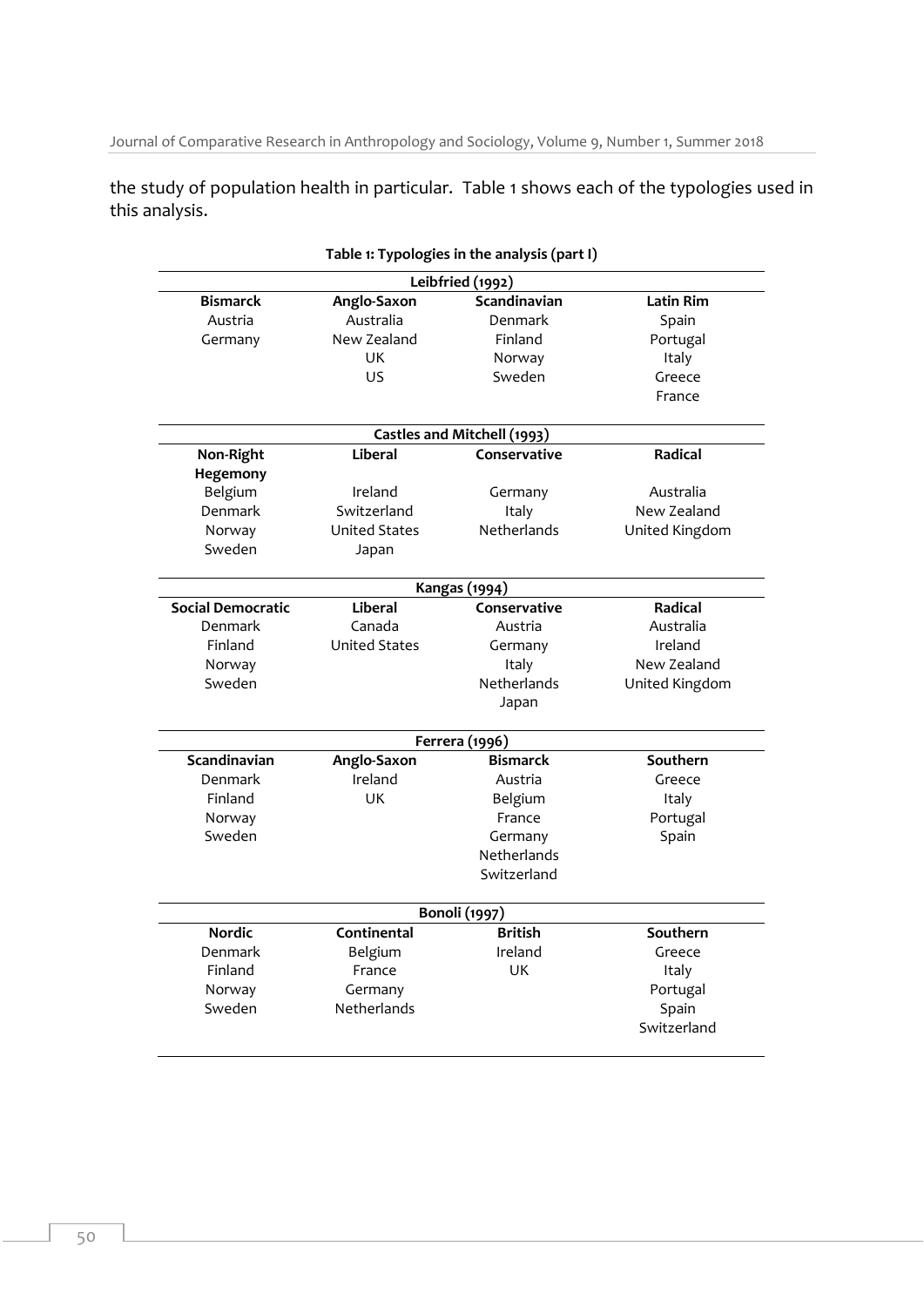the study of population health in particular. Table 1 shows each of the typologies used in this analysis.

**Table 1: Typologies in the analysis (part I)**

| Leibfried (1992) | | | |
|---|---|---|---|
| **Bismarck** | **Anglo-Saxon** | **Scandinavian** | **Latin Rim** |
| Austria | Australia | Denmark | Spain |
| Germany | New Zealand | Finland | Portugal |
| | UK | Norway | Italy |
| | US | Sweden | Greece |
| | | | France |

| Castles and Mitchell (1993) | | | |
|---|---|---|---|
| **Non-Right Hegemony** | **Liberal** | **Conservative** | **Radical** |
| Belgium | Ireland | Germany | Australia |
| Denmark | Switzerland | Italy | New Zealand |
| Norway | United States | Netherlands | United Kingdom |
| Sweden | Japan | | |

| Kangas (1994) | | | |
|---|---|---|---|
| **Social Democratic** | **Liberal** | **Conservative** | **Radical** |
| Denmark | Canada | Austria | Australia |
| Finland | United States | Germany | Ireland |
| Norway | | Italy | New Zealand |
| Sweden | | Netherlands | United Kingdom |
| | | Japan | |

| Ferrera (1996) | | | |
|---|---|---|---|
| **Scandinavian** | **Anglo-Saxon** | **Bismarck** | **Southern** |
| Denmark | Ireland | Austria | Greece |
| Finland | UK | Belgium | Italy |
| Norway | | France | Portugal |
| Sweden | | Germany | Spain |
| | | Netherlands | |
| | | Switzerland | |

| Bonoli (1997) | | | |
|---|---|---|---|
| **Nordic** | **Continental** | **British** | **Southern** |
| Denmark | Belgium | Ireland | Greece |
| Finland | France | UK | Italy |
| Norway | Germany | | Portugal |
| Sweden | Netherlands | | Spain |
| | | | Switzerland |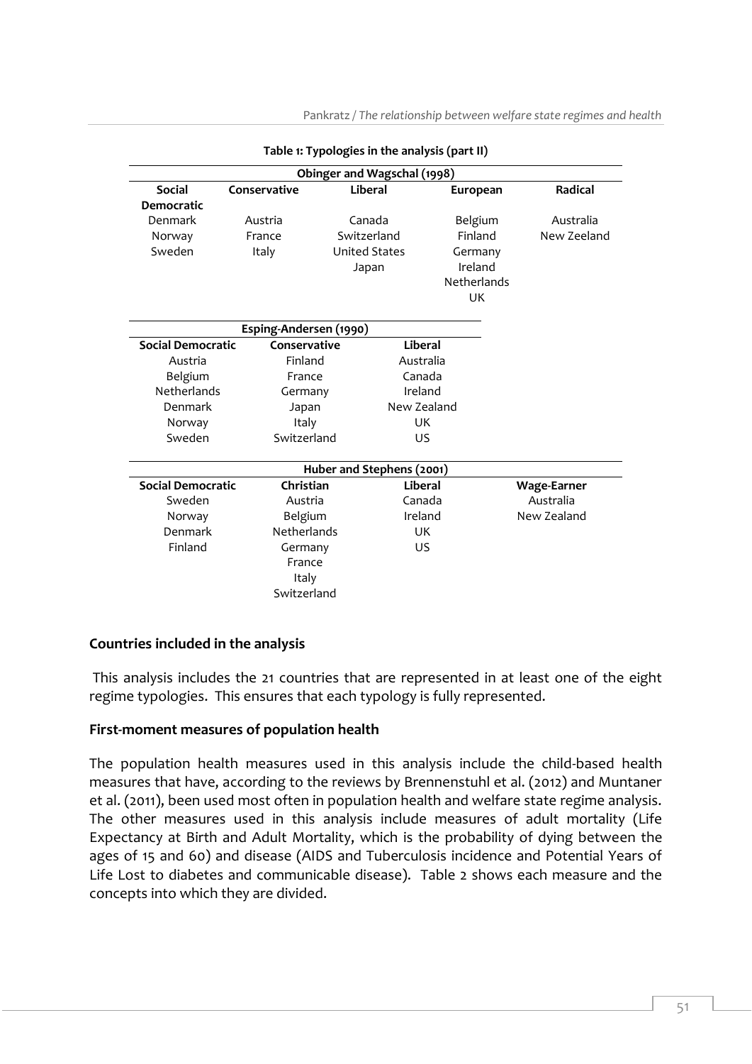**Table 1: Typologies in the analysis (part II)**

| Obinger and Wagschal (1998) | | | | |
|---|---|---|---|---|
| **Social Democratic** | **Conservative** | **Liberal** | **European** | **Radical** |
| Denmark | Austria | Canada | Belgium | Australia |
| Norway | France | Switzerland | Finland | New Zeeland |
| Sweden | Italy | United States | Germany | |
| | | Japan | Ireland | |
| | | | Netherlands | |
| | | | UK | |

| Esping-Andersen (1990) | | |
|---|---|---|
| **Social Democratic** | **Conservative** | **Liberal** |
| Austria | Finland | Australia |
| Belgium | France | Canada |
| Netherlands | Germany | Ireland |
| Denmark | Japan | New Zealand |
| Norway | Italy | UK |
| Sweden | Switzerland | US |

| Huber and Stephens (2001) | | | |
|---|---|---|---|
| **Social Democratic** | **Christian** | **Liberal** | **Wage-Earner** |
| Sweden | Austria | Canada | Australia |
| Norway | Belgium | Ireland | New Zealand |
| Denmark | Netherlands | UK | |
| Finland | Germany | US | |
| | France | | |
| | Italy | | |
| | Switzerland | | |

### Countries included in the analysis

This analysis includes the 21 countries that are represented in at least one of the eight regime typologies. This ensures that each typology is fully represented.

### First-moment measures of population health

The population health measures used in this analysis include the child-based health measures that have, according to the reviews by Brennenstuhl et al. (2012) and Muntaner et al. (2011), been used most often in population health and welfare state regime analysis. The other measures used in this analysis include measures of adult mortality (Life Expectancy at Birth and Adult Mortality, which is the probability of dying between the ages of 15 and 60) and disease (AIDS and Tuberculosis incidence and Potential Years of Life Lost to diabetes and communicable disease). Table 2 shows each measure and the concepts into which they are divided.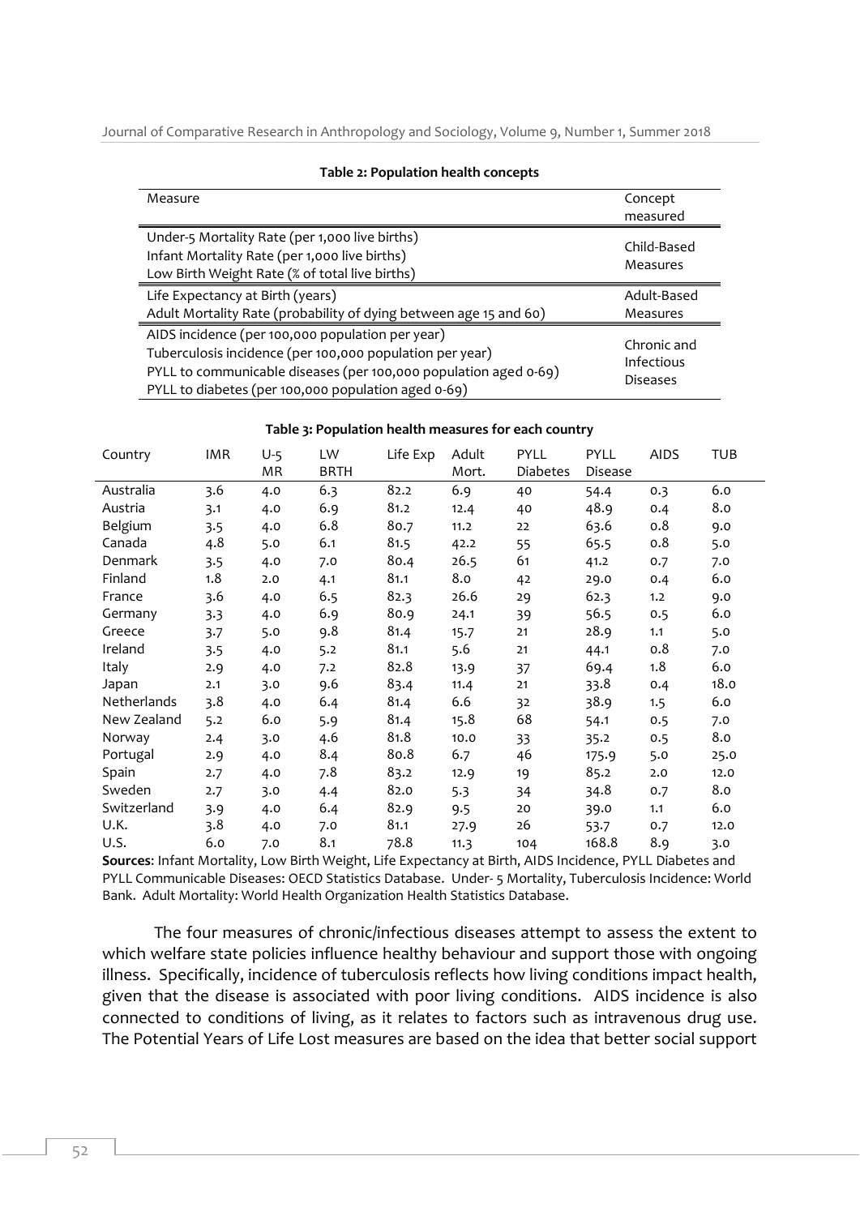**Table 2: Population health concepts**

| Measure | Concept measured |
|---|---|
| Under-5 Mortality Rate (per 1,000 live births)<br>Infant Mortality Rate (per 1,000 live births)<br>Low Birth Weight Rate (% of total live births) | Child-Based Measures |
| Life Expectancy at Birth (years)<br>Adult Mortality Rate (probability of dying between age 15 and 60) | Adult-Based Measures |
| AIDS incidence (per 100,000 population per year)<br>Tuberculosis incidence (per 100,000 population per year)<br>PYLL to communicable diseases (per 100,000 population aged 0-69)<br>PYLL to diabetes (per 100,000 population aged 0-69) | Chronic and Infectious Diseases |

**Table 3: Population health measures for each country**

| Country | IMR | U-5 MR | LW BRTH | Life Exp | Adult Mort. | PYLL Diabetes | PYLL Disease | AIDS | TUB |
|---|---|---|---|---|---|---|---|---|---|
| Australia | 3.6 | 4.0 | 6.3 | 82.2 | 6.9 | 40 | 54.4 | 0.3 | 6.0 |
| Austria | 3.1 | 4.0 | 6.9 | 81.2 | 12.4 | 40 | 48.9 | 0.4 | 8.0 |
| Belgium | 3.5 | 4.0 | 6.8 | 80.7 | 11.2 | 22 | 63.6 | 0.8 | 9.0 |
| Canada | 4.8 | 5.0 | 6.1 | 81.5 | 42.2 | 55 | 65.5 | 0.8 | 5.0 |
| Denmark | 3.5 | 4.0 | 7.0 | 80.4 | 26.5 | 61 | 41.2 | 0.7 | 7.0 |
| Finland | 1.8 | 2.0 | 4.1 | 81.1 | 8.0 | 42 | 29.0 | 0.4 | 6.0 |
| France | 3.6 | 4.0 | 6.5 | 82.3 | 26.6 | 29 | 62.3 | 1.2 | 9.0 |
| Germany | 3.3 | 4.0 | 6.9 | 80.9 | 24.1 | 39 | 56.5 | 0.5 | 6.0 |
| Greece | 3.7 | 5.0 | 9.8 | 81.4 | 15.7 | 21 | 28.9 | 1.1 | 5.0 |
| Ireland | 3.5 | 4.0 | 5.2 | 81.1 | 5.6 | 21 | 44.1 | 0.8 | 7.0 |
| Italy | 2.9 | 4.0 | 7.2 | 82.8 | 13.9 | 37 | 69.4 | 1.8 | 6.0 |
| Japan | 2.1 | 3.0 | 9.6 | 83.4 | 11.4 | 21 | 33.8 | 0.4 | 18.0 |
| Netherlands | 3.8 | 4.0 | 6.4 | 81.4 | 6.6 | 32 | 38.9 | 1.5 | 6.0 |
| New Zealand | 5.2 | 6.0 | 5.9 | 81.4 | 15.8 | 68 | 54.1 | 0.5 | 7.0 |
| Norway | 2.4 | 3.0 | 4.6 | 81.8 | 10.0 | 33 | 35.2 | 0.5 | 8.0 |
| Portugal | 2.9 | 4.0 | 8.4 | 80.8 | 6.7 | 46 | 175.9 | 5.0 | 25.0 |
| Spain | 2.7 | 4.0 | 7.8 | 83.2 | 12.9 | 19 | 85.2 | 2.0 | 12.0 |
| Sweden | 2.7 | 3.0 | 4.4 | 82.0 | 5.3 | 34 | 34.8 | 0.7 | 8.0 |
| Switzerland | 3.9 | 4.0 | 6.4 | 82.9 | 9.5 | 20 | 39.0 | 1.1 | 6.0 |
| U.K. | 3.8 | 4.0 | 7.0 | 81.1 | 27.9 | 26 | 53.7 | 0.7 | 12.0 |
| U.S. | 6.0 | 7.0 | 8.1 | 78.8 | 11.3 | 104 | 168.8 | 8.9 | 3.0 |

**Sources**: Infant Mortality, Low Birth Weight, Life Expectancy at Birth, AIDS Incidence, PYLL Diabetes and PYLL Communicable Diseases: OECD Statistics Database. Under- 5 Mortality, Tuberculosis Incidence: World Bank. Adult Mortality: World Health Organization Health Statistics Database.

The four measures of chronic/infectious diseases attempt to assess the extent to which welfare state policies influence healthy behaviour and support those with ongoing illness. Specifically, incidence of tuberculosis reflects how living conditions impact health, given that the disease is associated with poor living conditions. AIDS incidence is also connected to conditions of living, as it relates to factors such as intravenous drug use. The Potential Years of Life Lost measures are based on the idea that better social support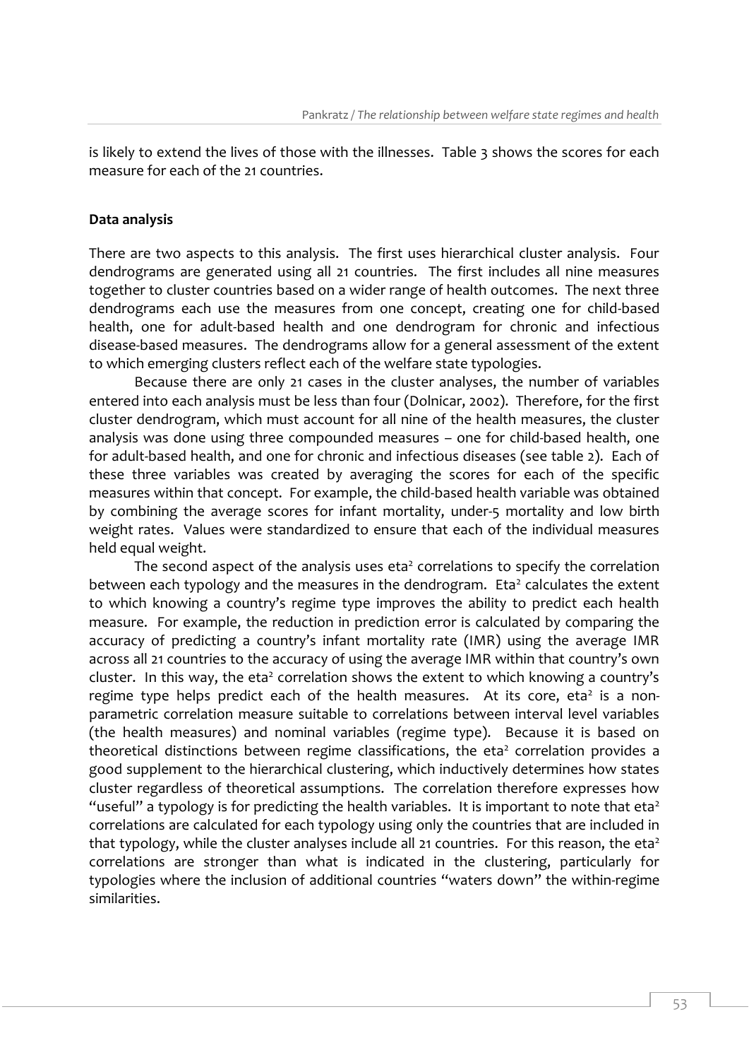is likely to extend the lives of those with the illnesses. Table 3 shows the scores for each measure for each of the 21 countries.

**Data analysis**

There are two aspects to this analysis. The first uses hierarchical cluster analysis. Four dendrograms are generated using all 21 countries. The first includes all nine measures together to cluster countries based on a wider range of health outcomes. The next three dendrograms each use the measures from one concept, creating one for child-based health, one for adult-based health and one dendrogram for chronic and infectious disease-based measures. The dendrograms allow for a general assessment of the extent to which emerging clusters reflect each of the welfare state typologies.

Because there are only 21 cases in the cluster analyses, the number of variables entered into each analysis must be less than four (Dolnicar, 2002). Therefore, for the first cluster dendrogram, which must account for all nine of the health measures, the cluster analysis was done using three compounded measures – one for child-based health, one for adult-based health, and one for chronic and infectious diseases (see table 2). Each of these three variables was created by averaging the scores for each of the specific measures within that concept. For example, the child-based health variable was obtained by combining the average scores for infant mortality, under-5 mortality and low birth weight rates. Values were standardized to ensure that each of the individual measures held equal weight.

The second aspect of the analysis uses eta$^2$ correlations to specify the correlation between each typology and the measures in the dendrogram. Eta$^2$ calculates the extent to which knowing a country's regime type improves the ability to predict each health measure. For example, the reduction in prediction error is calculated by comparing the accuracy of predicting a country's infant mortality rate (IMR) using the average IMR across all 21 countries to the accuracy of using the average IMR within that country's own cluster. In this way, the eta$^2$ correlation shows the extent to which knowing a country's regime type helps predict each of the health measures. At its core, eta$^2$ is a non-parametric correlation measure suitable to correlations between interval level variables (the health measures) and nominal variables (regime type). Because it is based on theoretical distinctions between regime classifications, the eta$^2$ correlation provides a good supplement to the hierarchical clustering, which inductively determines how states cluster regardless of theoretical assumptions. The correlation therefore expresses how "useful" a typology is for predicting the health variables. It is important to note that eta$^2$ correlations are calculated for each typology using only the countries that are included in that typology, while the cluster analyses include all 21 countries. For this reason, the eta$^2$ correlations are stronger than what is indicated in the clustering, particularly for typologies where the inclusion of additional countries "waters down" the within-regime similarities.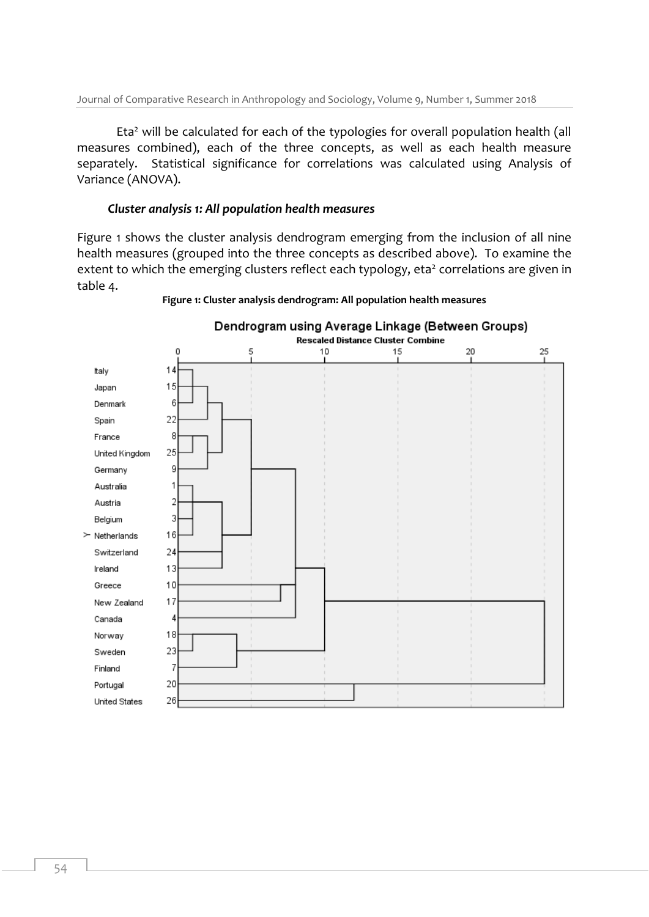$Eta^2$ will be calculated for each of the typologies for overall population health (all measures combined), each of the three concepts, as well as each health measure separately. Statistical significance for correlations was calculated using Analysis of Variance (ANOVA).

### *Cluster analysis 1: All population health measures*

Figure 1 shows the cluster analysis dendrogram emerging from the inclusion of all nine health measures (grouped into the three concepts as described above). To examine the extent to which the emerging clusters reflect each typology, $eta^2$ correlations are given in table 4.

**Figure 1: Cluster analysis dendrogram: All population health measures**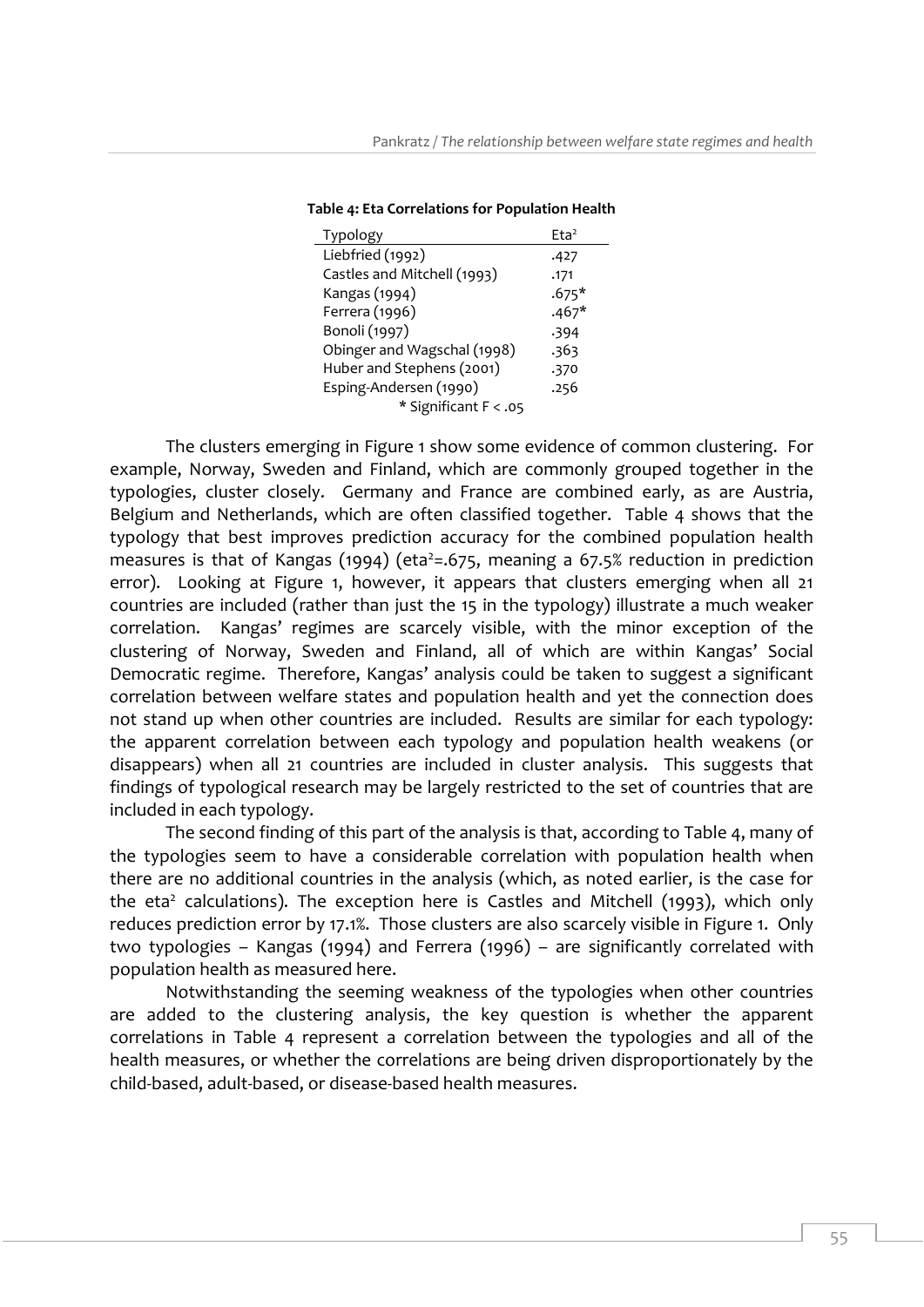**Table 4: Eta Correlations for Population Health**

| Typology | $Eta^2$ |
|---|---|
| Liebfried (1992) | .427 |
| Castles and Mitchell (1993) | .171 |
| Kangas (1994) | .675* |
| Ferrera (1996) | .467* |
| Bonoli (1997) | .394 |
| Obinger and Wagschal (1998) | .363 |
| Huber and Stephens (2001) | .370 |
| Esping-Andersen (1990) | .256 |

\* Significant F < .05

The clusters emerging in Figure 1 show some evidence of common clustering. For example, Norway, Sweden and Finland, which are commonly grouped together in the typologies, cluster closely. Germany and France are combined early, as are Austria, Belgium and Netherlands, which are often classified together. Table 4 shows that the typology that best improves prediction accuracy for the combined population health measures is that of Kangas (1994) ($eta^2$=.675, meaning a 67.5% reduction in prediction error). Looking at Figure 1, however, it appears that clusters emerging when all 21 countries are included (rather than just the 15 in the typology) illustrate a much weaker correlation. Kangas' regimes are scarcely visible, with the minor exception of the clustering of Norway, Sweden and Finland, all of which are within Kangas' Social Democratic regime. Therefore, Kangas' analysis could be taken to suggest a significant correlation between welfare states and population health and yet the connection does not stand up when other countries are included. Results are similar for each typology: the apparent correlation between each typology and population health weakens (or disappears) when all 21 countries are included in cluster analysis. This suggests that findings of typological research may be largely restricted to the set of countries that are included in each typology.

The second finding of this part of the analysis is that, according to Table 4, many of the typologies seem to have a considerable correlation with population health when there are no additional countries in the analysis (which, as noted earlier, is the case for the $eta^2$ calculations). The exception here is Castles and Mitchell (1993), which only reduces prediction error by 17.1%. Those clusters are also scarcely visible in Figure 1. Only two typologies – Kangas (1994) and Ferrera (1996) – are significantly correlated with population health as measured here.

Notwithstanding the seeming weakness of the typologies when other countries are added to the clustering analysis, the key question is whether the apparent correlations in Table 4 represent a correlation between the typologies and all of the health measures, or whether the correlations are being driven disproportionately by the child-based, adult-based, or disease-based health measures.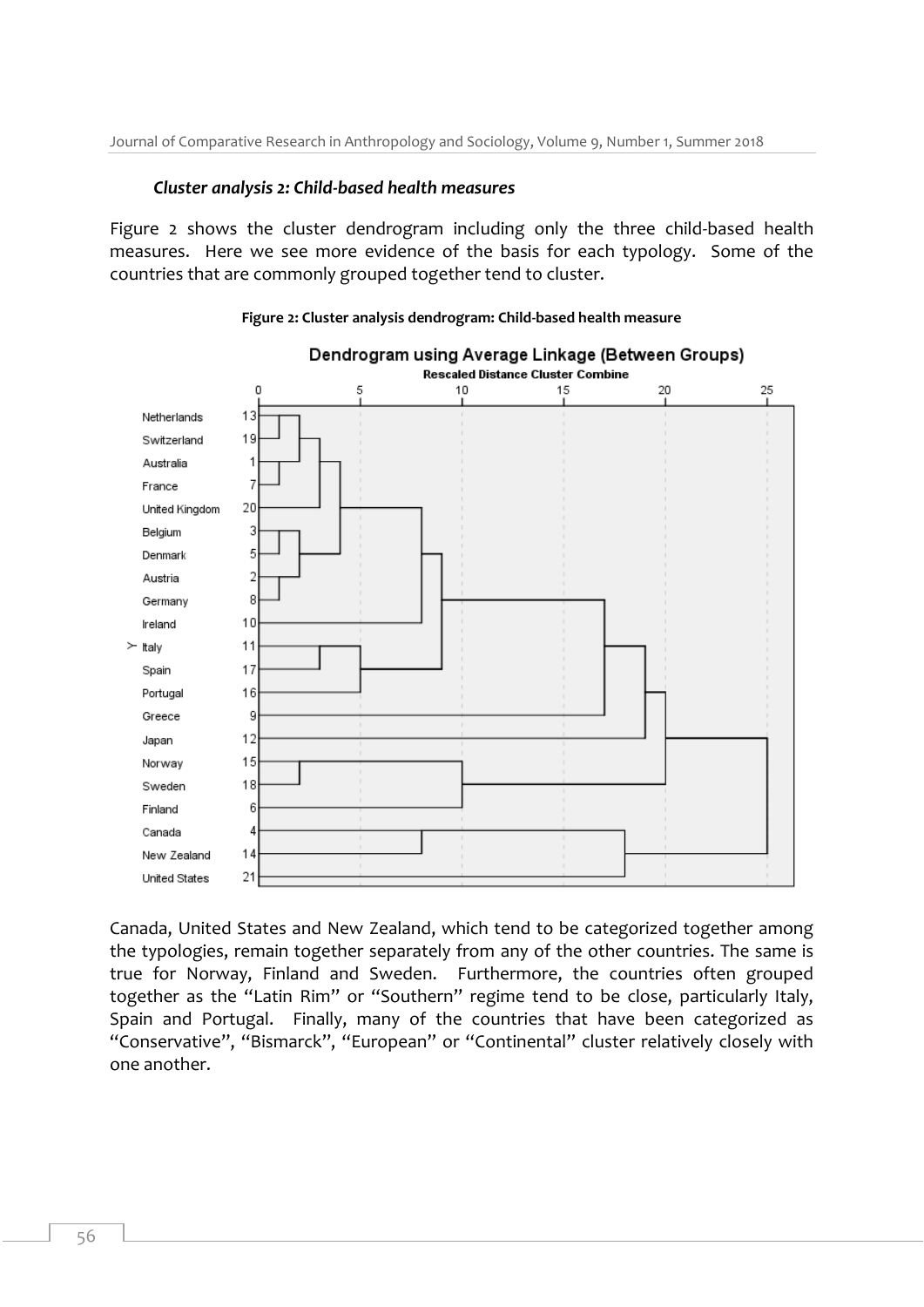### *Cluster analysis 2: Child-based health measures*

Figure 2 shows the cluster dendrogram including only the three child-based health measures. Here we see more evidence of the basis for each typology. Some of the countries that are commonly grouped together tend to cluster.

**Figure 2: Cluster analysis dendrogram: Child-based health measure**

Canada, United States and New Zealand, which tend to be categorized together among the typologies, remain together separately from any of the other countries. The same is true for Norway, Finland and Sweden. Furthermore, the countries often grouped together as the "Latin Rim" or "Southern" regime tend to be close, particularly Italy, Spain and Portugal. Finally, many of the countries that have been categorized as "Conservative", "Bismarck", "European" or "Continental" cluster relatively closely with one another.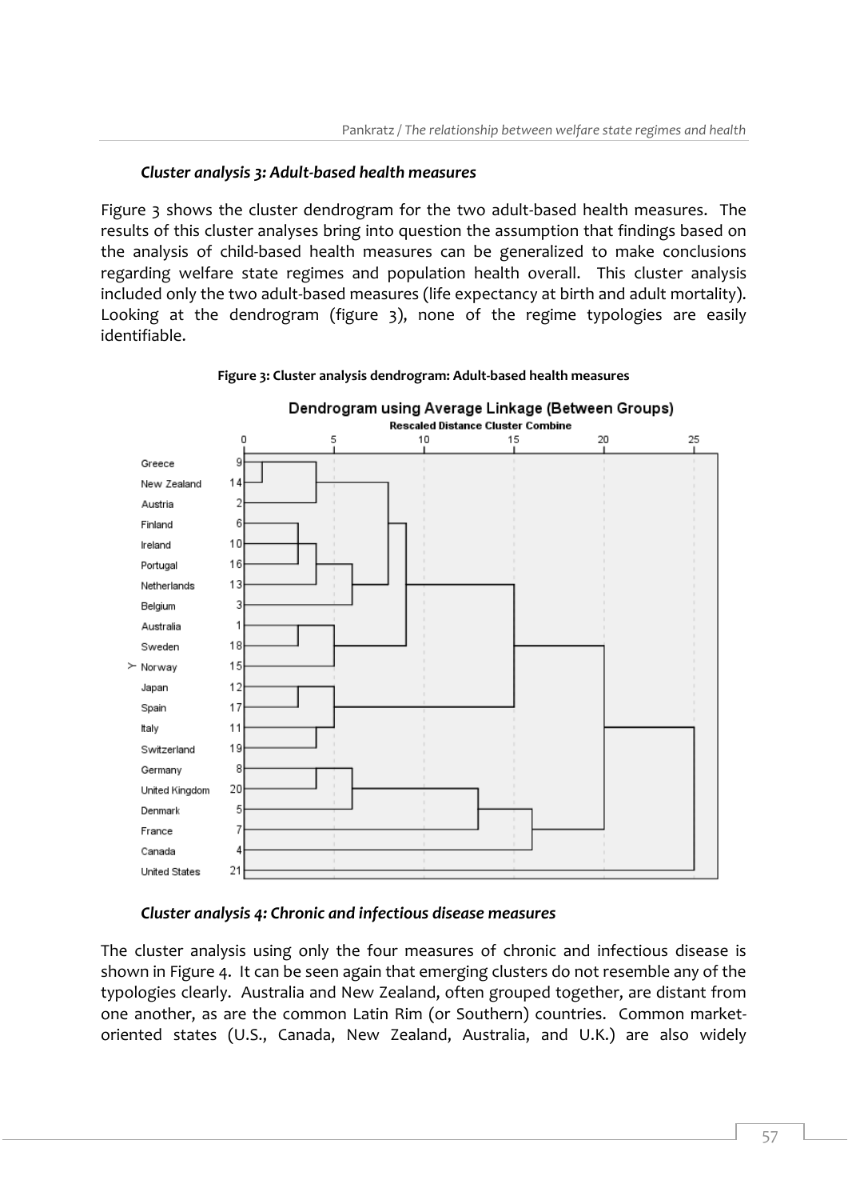### *Cluster analysis 3: Adult-based health measures*

Figure 3 shows the cluster dendrogram for the two adult-based health measures. The results of this cluster analyses bring into question the assumption that findings based on the analysis of child-based health measures can be generalized to make conclusions regarding welfare state regimes and population health overall. This cluster analysis included only the two adult-based measures (life expectancy at birth and adult mortality). Looking at the dendrogram (figure 3), none of the regime typologies are easily identifiable.

**Figure 3: Cluster analysis dendrogram: Adult-based health measures**

Dendrogram using Average Linkage (Between Groups)

Rescaled Distance Cluster Combine

| Country | Case |
| --- | --- |
| Greece | 9 |
| New Zealand | 14 |
| Austria | 2 |
| Finland | 6 |
| Ireland | 10 |
| Portugal | 16 |
| Netherlands | 13 |
| Belgium | 3 |
| Australia | 1 |
| Sweden | 18 |
| Norway | 15 |
| Japan | 12 |
| Spain | 17 |
| Italy | 11 |
| Switzerland | 19 |
| Germany | 8 |
| United Kingdom | 20 |
| Denmark | 5 |
| France | 7 |
| Canada | 4 |
| United States | 21 |

### *Cluster analysis 4: Chronic and infectious disease measures*

The cluster analysis using only the four measures of chronic and infectious disease is shown in Figure 4. It can be seen again that emerging clusters do not resemble any of the typologies clearly. Australia and New Zealand, often grouped together, are distant from one another, as are the common Latin Rim (or Southern) countries. Common market-oriented states (U.S., Canada, New Zealand, Australia, and U.K.) are also widely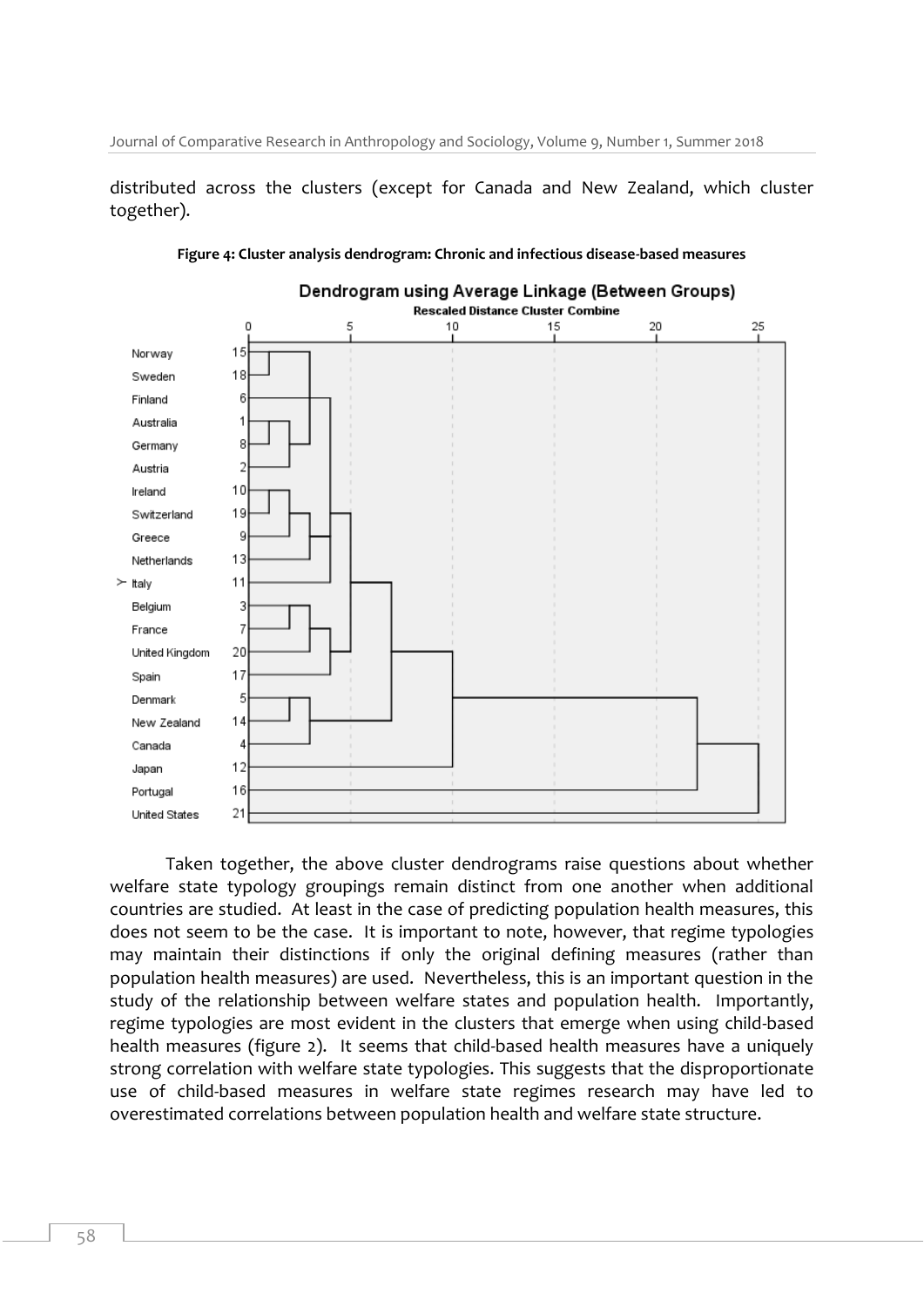distributed across the clusters (except for Canada and New Zealand, which cluster together).

**Figure 4: Cluster analysis dendrogram: Chronic and infectious disease-based measures**

Taken together, the above cluster dendrograms raise questions about whether welfare state typology groupings remain distinct from one another when additional countries are studied. At least in the case of predicting population health measures, this does not seem to be the case. It is important to note, however, that regime typologies may maintain their distinctions if only the original defining measures (rather than population health measures) are used. Nevertheless, this is an important question in the study of the relationship between welfare states and population health. Importantly, regime typologies are most evident in the clusters that emerge when using child-based health measures (figure 2). It seems that child-based health measures have a uniquely strong correlation with welfare state typologies. This suggests that the disproportionate use of child-based measures in welfare state regimes research may have led to overestimated correlations between population health and welfare state structure.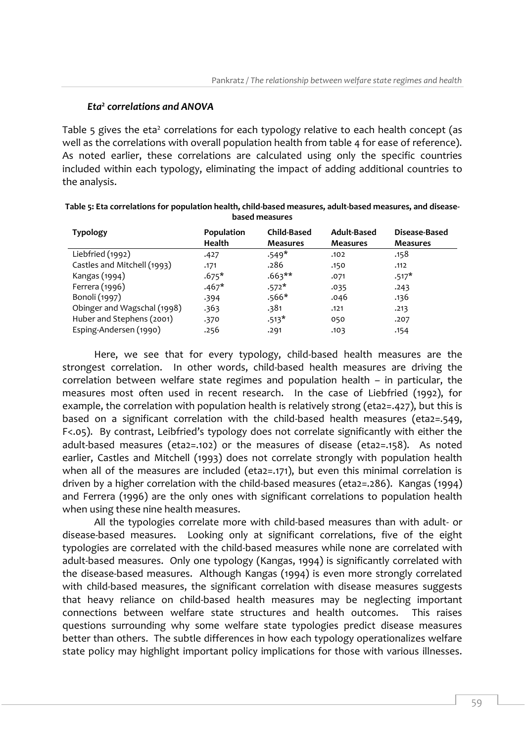### *Eta² correlations and ANOVA*

Table 5 gives the eta² correlations for each typology relative to each health concept (as well as the correlations with overall population health from table 4 for ease of reference). As noted earlier, these correlations are calculated using only the specific countries included within each typology, eliminating the impact of adding additional countries to the analysis.

**Table 5: Eta correlations for population health, child-based measures, adult-based measures, and disease-based measures**

| Typology | Population Health | Child-Based Measures | Adult-Based Measures | Disease-Based Measures |
|---|---|---|---|---|
| Liebfried (1992) | .427 | .549* | .102 | .158 |
| Castles and Mitchell (1993) | .171 | .286 | .150 | .112 |
| Kangas (1994) | .675* | .663** | .071 | .517* |
| Ferrera (1996) | .467* | .572* | .035 | .243 |
| Bonoli (1997) | .394 | .566* | .046 | .136 |
| Obinger and Wagschal (1998) | .363 | .381 | .121 | .213 |
| Huber and Stephens (2001) | .370 | .513* | 050 | .207 |
| Esping-Andersen (1990) | .256 | .291 | .103 | .154 |

Here, we see that for every typology, child-based health measures are the strongest correlation. In other words, child-based health measures are driving the correlation between welfare state regimes and population health – in particular, the measures most often used in recent research. In the case of Liebfried (1992), for example, the correlation with population health is relatively strong (eta2=.427), but this is based on a significant correlation with the child-based health measures (eta2=.549, F<.05). By contrast, Leibfried's typology does not correlate significantly with either the adult-based measures (eta2=.102) or the measures of disease (eta2=.158). As noted earlier, Castles and Mitchell (1993) does not correlate strongly with population health when all of the measures are included (eta2=.171), but even this minimal correlation is driven by a higher correlation with the child-based measures (eta2=.286). Kangas (1994) and Ferrera (1996) are the only ones with significant correlations to population health when using these nine health measures.

All the typologies correlate more with child-based measures than with adult- or disease-based measures. Looking only at significant correlations, five of the eight typologies are correlated with the child-based measures while none are correlated with adult-based measures. Only one typology (Kangas, 1994) is significantly correlated with the disease-based measures. Although Kangas (1994) is even more strongly correlated with child-based measures, the significant correlation with disease measures suggests that heavy reliance on child-based health measures may be neglecting important connections between welfare state structures and health outcomes. This raises questions surrounding why some welfare state typologies predict disease measures better than others. The subtle differences in how each typology operationalizes welfare state policy may highlight important policy implications for those with various illnesses.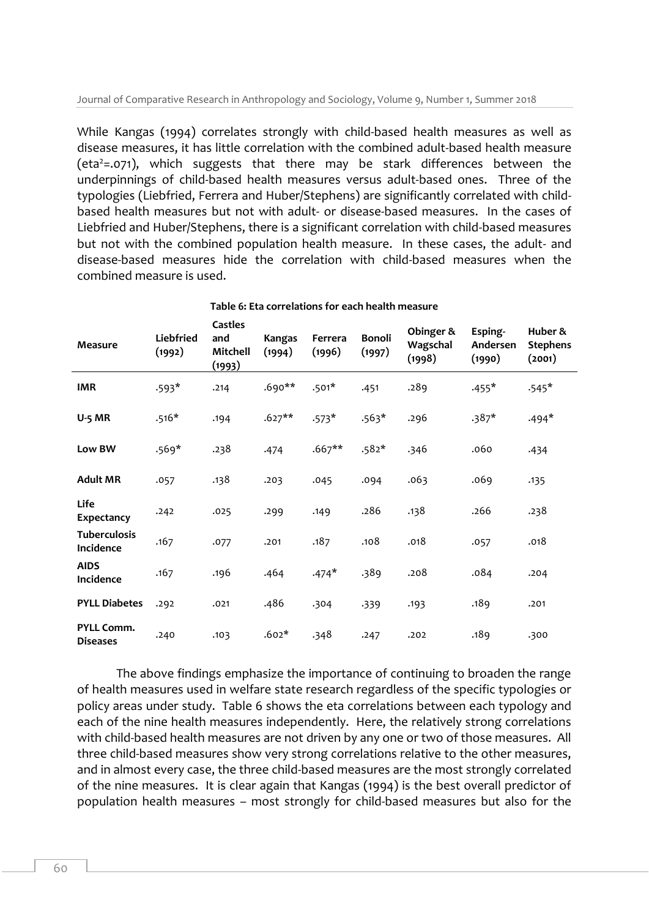While Kangas (1994) correlates strongly with child-based health measures as well as disease measures, it has little correlation with the combined adult-based health measure ($eta^2$=.071), which suggests that there may be stark differences between the underpinnings of child-based health measures versus adult-based ones. Three of the typologies (Liebfried, Ferrera and Huber/Stephens) are significantly correlated with child-based health measures but not with adult- or disease-based measures. In the cases of Liebfried and Huber/Stephens, there is a significant correlation with child-based measures but not with the combined population health measure. In these cases, the adult- and disease-based measures hide the correlation with child-based measures when the combined measure is used.

**Table 6: Eta correlations for each health measure**

| Measure | Liebfried (1992) | Castles and Mitchell (1993) | Kangas (1994) | Ferrera (1996) | Bonoli (1997) | Obinger & Wagschal (1998) | Esping-Andersen (1990) | Huber & Stephens (2001) |
|---|---|---|---|---|---|---|---|---|
| **IMR** | .593* | .214 | .690** | .501* | .451 | .289 | .455* | .545* |
| **U-5 MR** | .516* | .194 | .627** | .573* | .563* | .296 | .387* | .494* |
| **Low BW** | .569* | .238 | .474 | .667** | .582* | .346 | .060 | .434 |
| **Adult MR** | .057 | .138 | .203 | .045 | .094 | .063 | .069 | .135 |
| **Life Expectancy** | .242 | .025 | .299 | .149 | .286 | .138 | .266 | .238 |
| **Tuberculosis Incidence** | .167 | .077 | .201 | .187 | .108 | .018 | .057 | .018 |
| **AIDS Incidence** | .167 | .196 | .464 | .474* | .389 | .208 | .084 | .204 |
| **PYLL Diabetes** | .292 | .021 | .486 | .304 | .339 | .193 | .189 | .201 |
| **PYLL Comm. Diseases** | .240 | .103 | .602* | .348 | .247 | .202 | .189 | .300 |

The above findings emphasize the importance of continuing to broaden the range of health measures used in welfare state research regardless of the specific typologies or policy areas under study. Table 6 shows the eta correlations between each typology and each of the nine health measures independently. Here, the relatively strong correlations with child-based health measures are not driven by any one or two of those measures. All three child-based measures show very strong correlations relative to the other measures, and in almost every case, the three child-based measures are the most strongly correlated of the nine measures. It is clear again that Kangas (1994) is the best overall predictor of population health measures – most strongly for child-based measures but also for the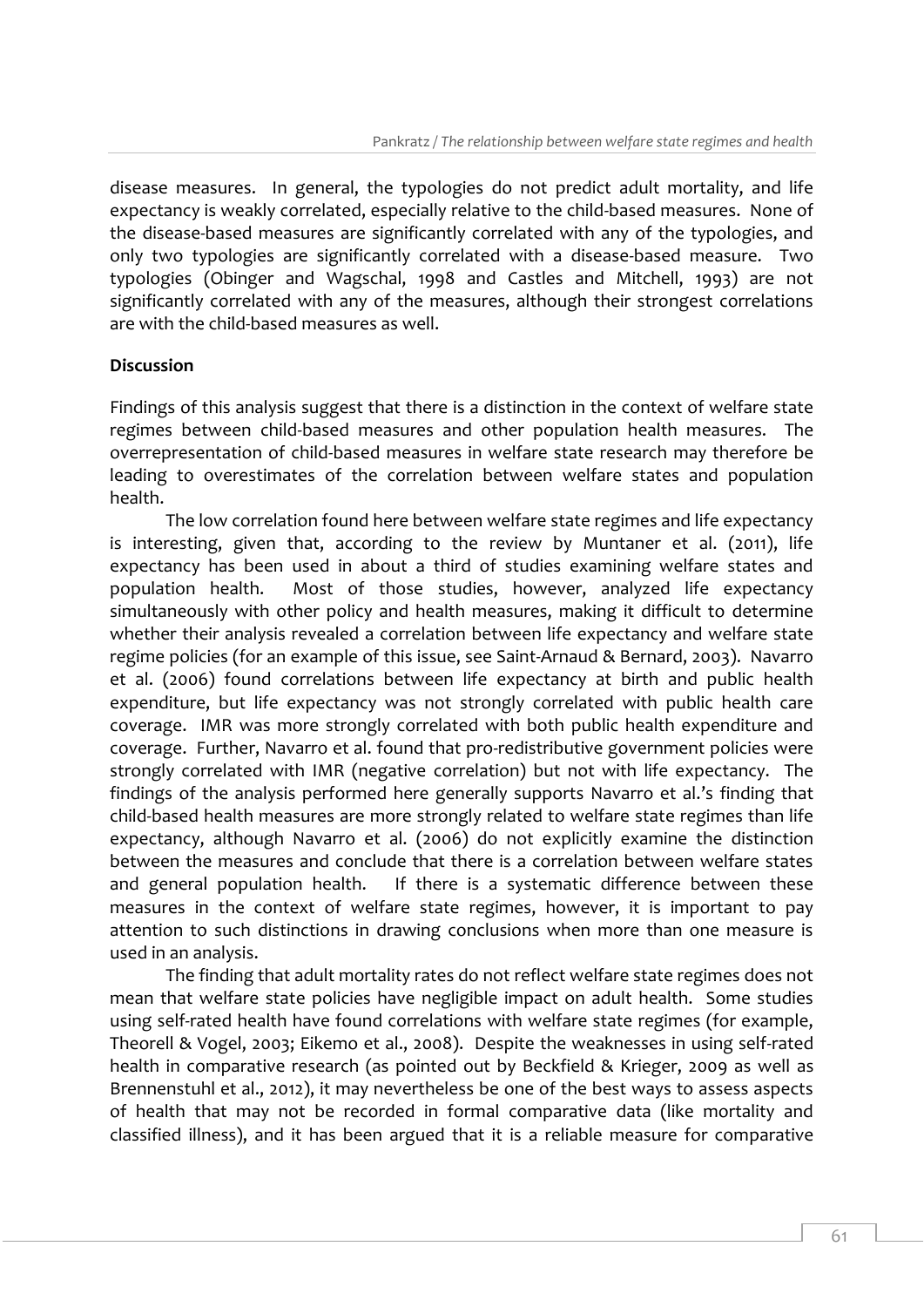disease measures. In general, the typologies do not predict adult mortality, and life expectancy is weakly correlated, especially relative to the child-based measures. None of the disease-based measures are significantly correlated with any of the typologies, and only two typologies are significantly correlated with a disease-based measure. Two typologies (Obinger and Wagschal, 1998 and Castles and Mitchell, 1993) are not significantly correlated with any of the measures, although their strongest correlations are with the child-based measures as well.

**Discussion**

Findings of this analysis suggest that there is a distinction in the context of welfare state regimes between child-based measures and other population health measures. The overrepresentation of child-based measures in welfare state research may therefore be leading to overestimates of the correlation between welfare states and population health.

The low correlation found here between welfare state regimes and life expectancy is interesting, given that, according to the review by Muntaner et al. (2011), life expectancy has been used in about a third of studies examining welfare states and population health. Most of those studies, however, analyzed life expectancy simultaneously with other policy and health measures, making it difficult to determine whether their analysis revealed a correlation between life expectancy and welfare state regime policies (for an example of this issue, see Saint-Arnaud & Bernard, 2003). Navarro et al. (2006) found correlations between life expectancy at birth and public health expenditure, but life expectancy was not strongly correlated with public health care coverage. IMR was more strongly correlated with both public health expenditure and coverage. Further, Navarro et al. found that pro-redistributive government policies were strongly correlated with IMR (negative correlation) but not with life expectancy. The findings of the analysis performed here generally supports Navarro et al.'s finding that child-based health measures are more strongly related to welfare state regimes than life expectancy, although Navarro et al. (2006) do not explicitly examine the distinction between the measures and conclude that there is a correlation between welfare states and general population health. If there is a systematic difference between these measures in the context of welfare state regimes, however, it is important to pay attention to such distinctions in drawing conclusions when more than one measure is used in an analysis.

The finding that adult mortality rates do not reflect welfare state regimes does not mean that welfare state policies have negligible impact on adult health. Some studies using self-rated health have found correlations with welfare state regimes (for example, Theorell & Vogel, 2003; Eikemo et al., 2008). Despite the weaknesses in using self-rated health in comparative research (as pointed out by Beckfield & Krieger, 2009 as well as Brennenstuhl et al., 2012), it may nevertheless be one of the best ways to assess aspects of health that may not be recorded in formal comparative data (like mortality and classified illness), and it has been argued that it is a reliable measure for comparative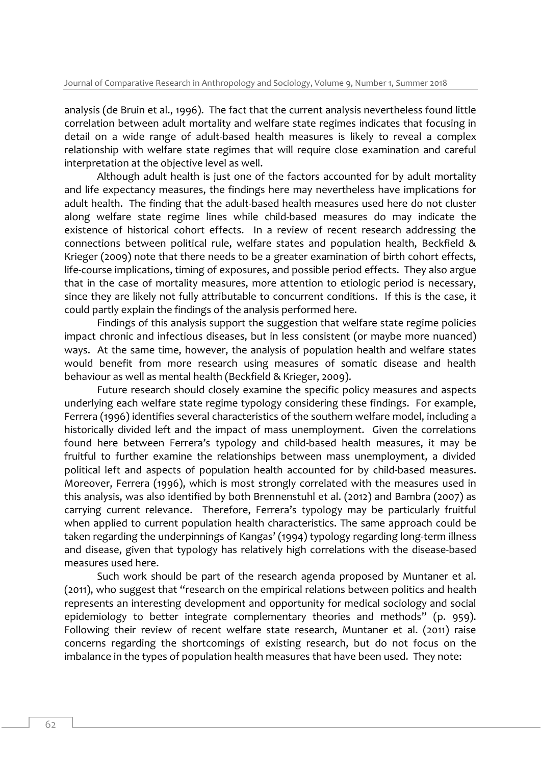analysis (de Bruin et al., 1996). The fact that the current analysis nevertheless found little correlation between adult mortality and welfare state regimes indicates that focusing in detail on a wide range of adult-based health measures is likely to reveal a complex relationship with welfare state regimes that will require close examination and careful interpretation at the objective level as well.

Although adult health is just one of the factors accounted for by adult mortality and life expectancy measures, the findings here may nevertheless have implications for adult health. The finding that the adult-based health measures used here do not cluster along welfare state regime lines while child-based measures do may indicate the existence of historical cohort effects. In a review of recent research addressing the connections between political rule, welfare states and population health, Beckfield & Krieger (2009) note that there needs to be a greater examination of birth cohort effects, life-course implications, timing of exposures, and possible period effects. They also argue that in the case of mortality measures, more attention to etiologic period is necessary, since they are likely not fully attributable to concurrent conditions. If this is the case, it could partly explain the findings of the analysis performed here.

Findings of this analysis support the suggestion that welfare state regime policies impact chronic and infectious diseases, but in less consistent (or maybe more nuanced) ways. At the same time, however, the analysis of population health and welfare states would benefit from more research using measures of somatic disease and health behaviour as well as mental health (Beckfield & Krieger, 2009).

Future research should closely examine the specific policy measures and aspects underlying each welfare state regime typology considering these findings. For example, Ferrera (1996) identifies several characteristics of the southern welfare model, including a historically divided left and the impact of mass unemployment. Given the correlations found here between Ferrera's typology and child-based health measures, it may be fruitful to further examine the relationships between mass unemployment, a divided political left and aspects of population health accounted for by child-based measures. Moreover, Ferrera (1996), which is most strongly correlated with the measures used in this analysis, was also identified by both Brennenstuhl et al. (2012) and Bambra (2007) as carrying current relevance. Therefore, Ferrera's typology may be particularly fruitful when applied to current population health characteristics. The same approach could be taken regarding the underpinnings of Kangas' (1994) typology regarding long-term illness and disease, given that typology has relatively high correlations with the disease-based measures used here.

Such work should be part of the research agenda proposed by Muntaner et al. (2011), who suggest that "research on the empirical relations between politics and health represents an interesting development and opportunity for medical sociology and social epidemiology to better integrate complementary theories and methods" (p. 959). Following their review of recent welfare state research, Muntaner et al. (2011) raise concerns regarding the shortcomings of existing research, but do not focus on the imbalance in the types of population health measures that have been used. They note: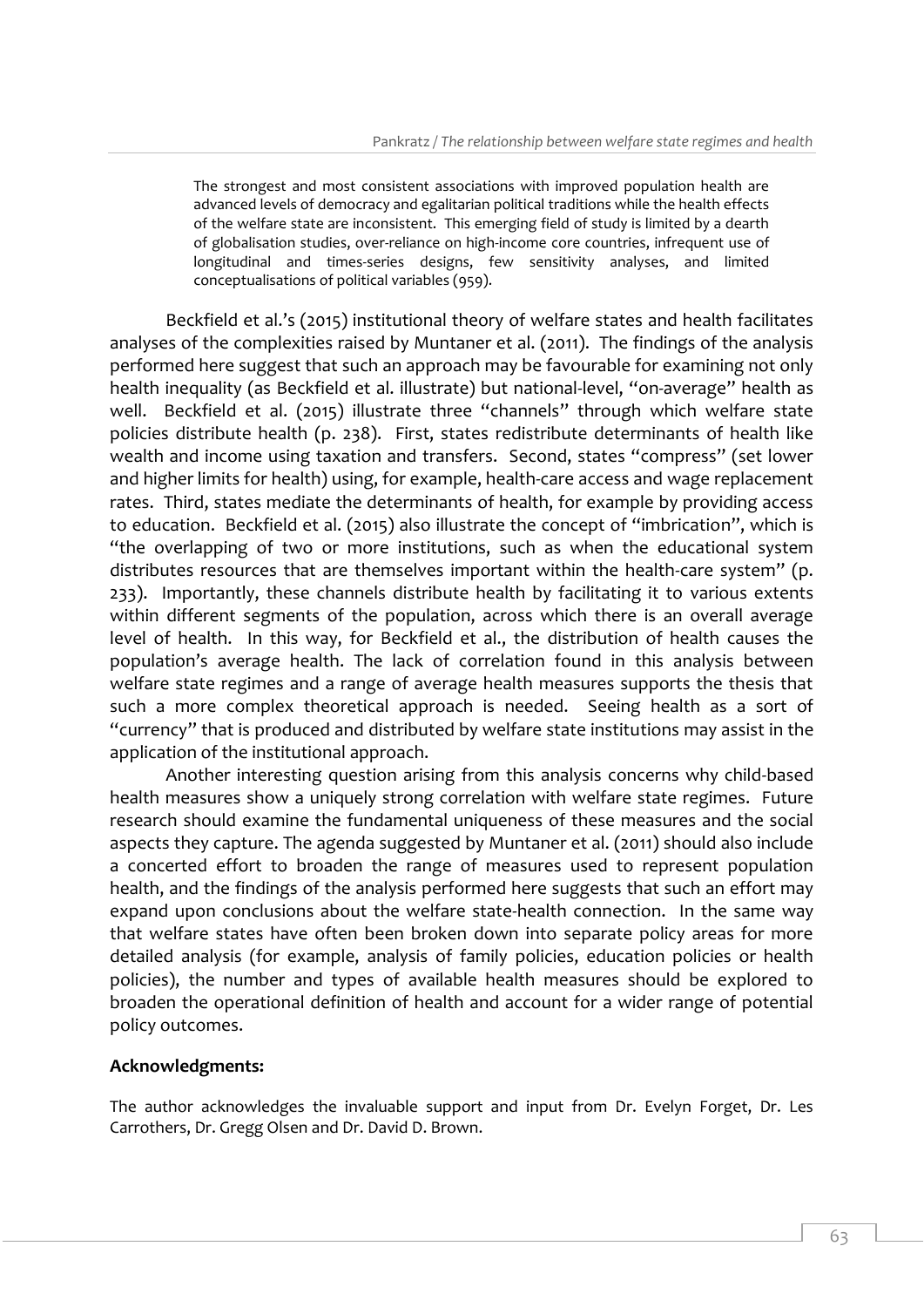> The strongest and most consistent associations with improved population health are advanced levels of democracy and egalitarian political traditions while the health effects of the welfare state are inconsistent. This emerging field of study is limited by a dearth of globalisation studies, over-reliance on high-income core countries, infrequent use of longitudinal and times-series designs, few sensitivity analyses, and limited conceptualisations of political variables (959).

Beckfield et al.'s (2015) institutional theory of welfare states and health facilitates analyses of the complexities raised by Muntaner et al. (2011). The findings of the analysis performed here suggest that such an approach may be favourable for examining not only health inequality (as Beckfield et al. illustrate) but national-level, "on-average" health as well. Beckfield et al. (2015) illustrate three "channels" through which welfare state policies distribute health (p. 238). First, states redistribute determinants of health like wealth and income using taxation and transfers. Second, states "compress" (set lower and higher limits for health) using, for example, health-care access and wage replacement rates. Third, states mediate the determinants of health, for example by providing access to education. Beckfield et al. (2015) also illustrate the concept of "imbrication", which is "the overlapping of two or more institutions, such as when the educational system distributes resources that are themselves important within the health-care system" (p. 233). Importantly, these channels distribute health by facilitating it to various extents within different segments of the population, across which there is an overall average level of health. In this way, for Beckfield et al., the distribution of health causes the population's average health. The lack of correlation found in this analysis between welfare state regimes and a range of average health measures supports the thesis that such a more complex theoretical approach is needed. Seeing health as a sort of "currency" that is produced and distributed by welfare state institutions may assist in the application of the institutional approach.

Another interesting question arising from this analysis concerns why child-based health measures show a uniquely strong correlation with welfare state regimes. Future research should examine the fundamental uniqueness of these measures and the social aspects they capture. The agenda suggested by Muntaner et al. (2011) should also include a concerted effort to broaden the range of measures used to represent population health, and the findings of the analysis performed here suggests that such an effort may expand upon conclusions about the welfare state-health connection. In the same way that welfare states have often been broken down into separate policy areas for more detailed analysis (for example, analysis of family policies, education policies or health policies), the number and types of available health measures should be explored to broaden the operational definition of health and account for a wider range of potential policy outcomes.

## Acknowledgments:

The author acknowledges the invaluable support and input from Dr. Evelyn Forget, Dr. Les Carrothers, Dr. Gregg Olsen and Dr. David D. Brown.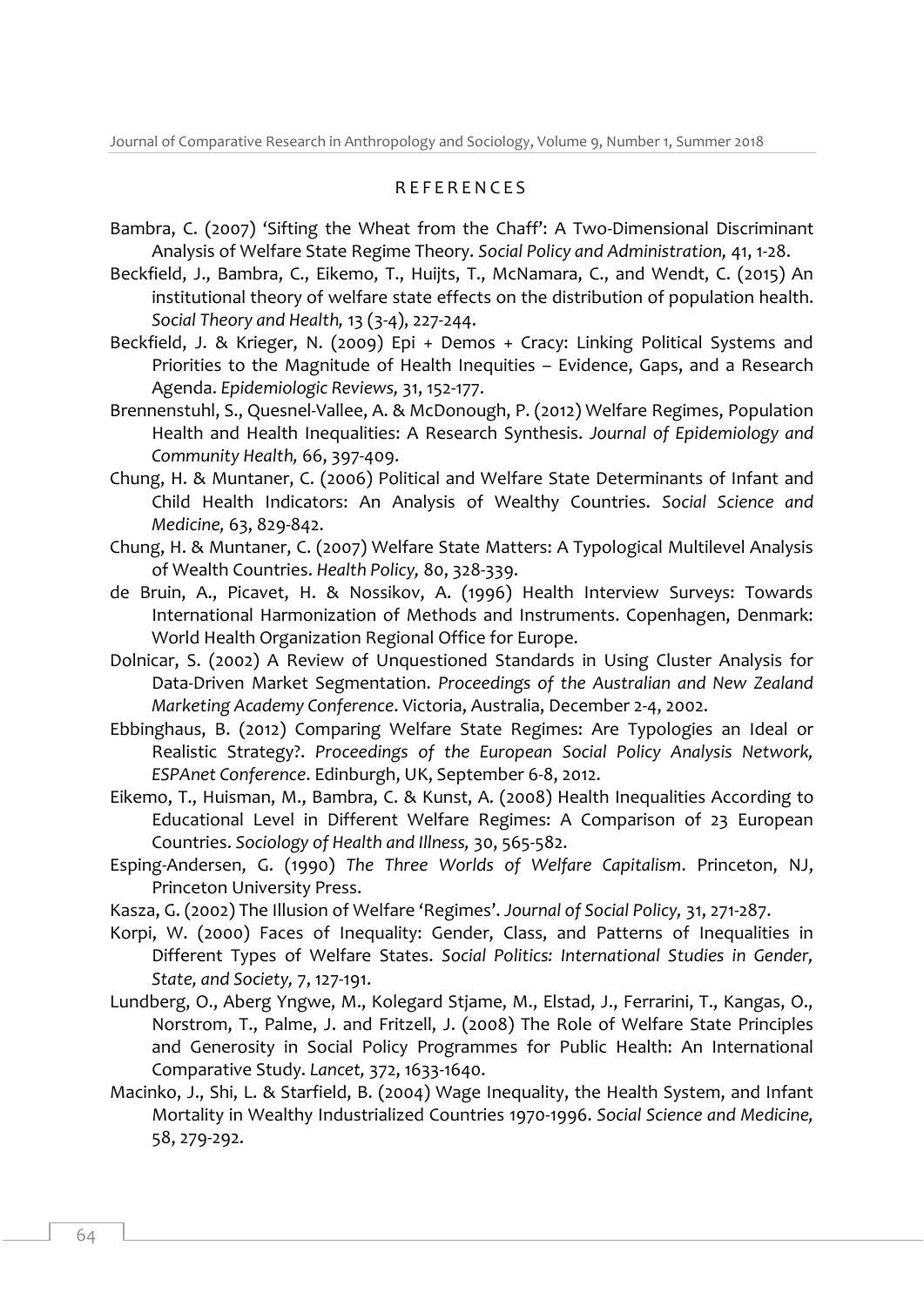## REFERENCES

Bambra, C. (2007) 'Sifting the Wheat from the Chaff': A Two-Dimensional Discriminant Analysis of Welfare State Regime Theory. *Social Policy and Administration,* 41, 1-28.

Beckfield, J., Bambra, C., Eikemo, T., Huijts, T., McNamara, C., and Wendt, C. (2015) An institutional theory of welfare state effects on the distribution of population health. *Social Theory and Health,* 13 (3-4), 227-244.

Beckfield, J. & Krieger, N. (2009) Epi + Demos + Cracy: Linking Political Systems and Priorities to the Magnitude of Health Inequities – Evidence, Gaps, and a Research Agenda. *Epidemiologic Reviews,* 31, 152-177.

Brennenstuhl, S., Quesnel-Vallee, A. & McDonough, P. (2012) Welfare Regimes, Population Health and Health Inequalities: A Research Synthesis. *Journal of Epidemiology and Community Health,* 66, 397-409.

Chung, H. & Muntaner, C. (2006) Political and Welfare State Determinants of Infant and Child Health Indicators: An Analysis of Wealthy Countries. *Social Science and Medicine,* 63, 829-842.

Chung, H. & Muntaner, C. (2007) Welfare State Matters: A Typological Multilevel Analysis of Wealth Countries. *Health Policy,* 80, 328-339.

de Bruin, A., Picavet, H. & Nossikov, A. (1996) Health Interview Surveys: Towards International Harmonization of Methods and Instruments. Copenhagen, Denmark: World Health Organization Regional Office for Europe.

Dolnicar, S. (2002) A Review of Unquestioned Standards in Using Cluster Analysis for Data-Driven Market Segmentation. *Proceedings of the Australian and New Zealand Marketing Academy Conference*. Victoria, Australia, December 2-4, 2002.

Ebbinghaus, B. (2012) Comparing Welfare State Regimes: Are Typologies an Ideal or Realistic Strategy?. *Proceedings of the European Social Policy Analysis Network, ESPAnet Conference*. Edinburgh, UK, September 6-8, 2012.

Eikemo, T., Huisman, M., Bambra, C. & Kunst, A. (2008) Health Inequalities According to Educational Level in Different Welfare Regimes: A Comparison of 23 European Countries. *Sociology of Health and Illness,* 30, 565-582.

Esping-Andersen, G. (1990) *The Three Worlds of Welfare Capitalism*. Princeton, NJ, Princeton University Press.

Kasza, G. (2002) The Illusion of Welfare 'Regimes'. *Journal of Social Policy,* 31, 271-287.

Korpi, W. (2000) Faces of Inequality: Gender, Class, and Patterns of Inequalities in Different Types of Welfare States. *Social Politics: International Studies in Gender, State, and Society,* 7, 127-191.

Lundberg, O., Aberg Yngwe, M., Kolegard Stjame, M., Elstad, J., Ferrarini, T., Kangas, O., Norstrom, T., Palme, J. and Fritzell, J. (2008) The Role of Welfare State Principles and Generosity in Social Policy Programmes for Public Health: An International Comparative Study. *Lancet,* 372, 1633-1640.

Macinko, J., Shi, L. & Starfield, B. (2004) Wage Inequality, the Health System, and Infant Mortality in Wealthy Industrialized Countries 1970-1996. *Social Science and Medicine,* 58, 279-292.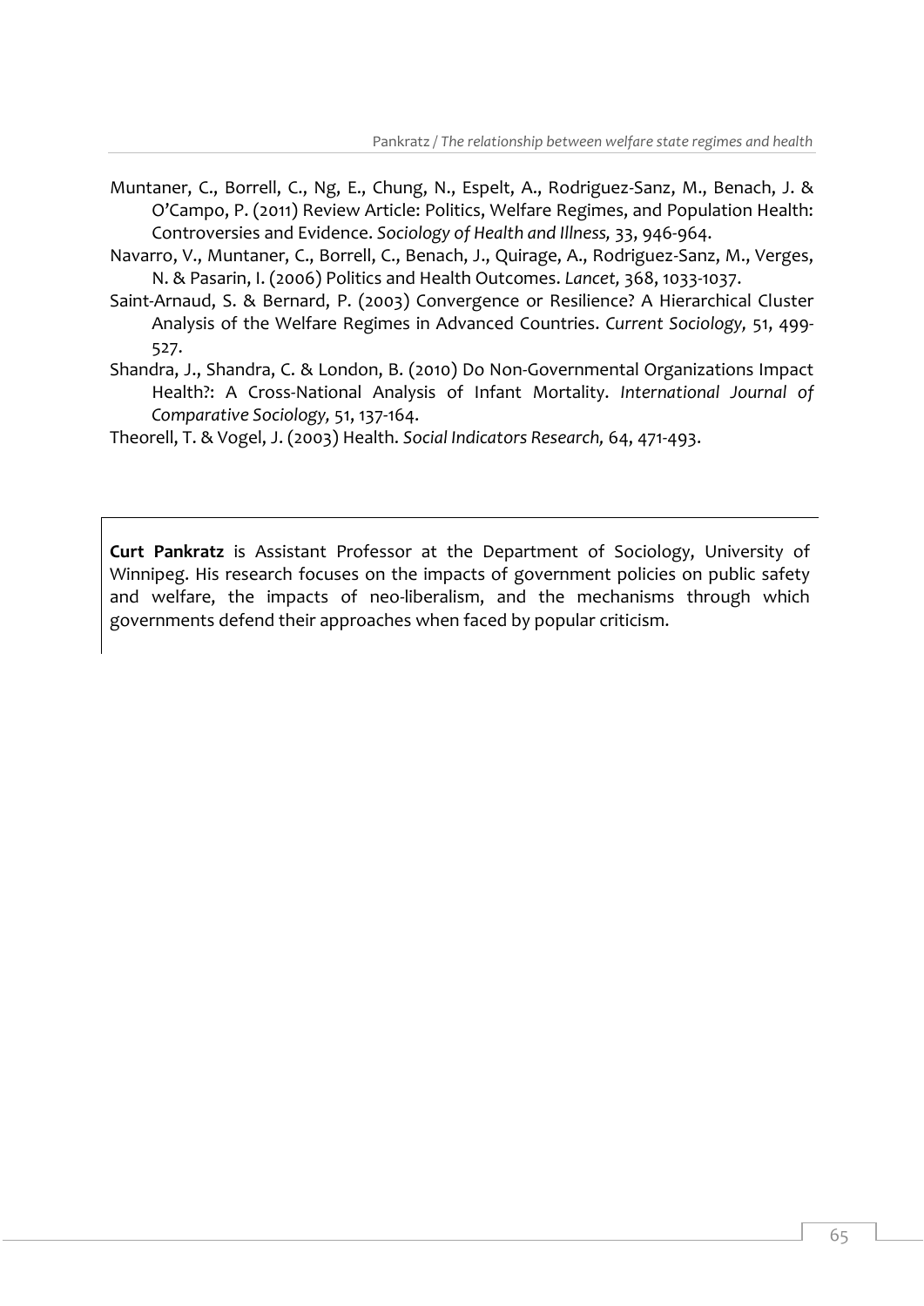Muntaner, C., Borrell, C., Ng, E., Chung, N., Espelt, A., Rodriguez-Sanz, M., Benach, J. & O'Campo, P. (2011) Review Article: Politics, Welfare Regimes, and Population Health: Controversies and Evidence. *Sociology of Health and Illness,* 33, 946-964.

Navarro, V., Muntaner, C., Borrell, C., Benach, J., Quirage, A., Rodriguez-Sanz, M., Verges, N. & Pasarin, I. (2006) Politics and Health Outcomes. *Lancet,* 368, 1033-1037.

Saint-Arnaud, S. & Bernard, P. (2003) Convergence or Resilience? A Hierarchical Cluster Analysis of the Welfare Regimes in Advanced Countries. *Current Sociology,* 51, 499-527.

Shandra, J., Shandra, C. & London, B. (2010) Do Non-Governmental Organizations Impact Health?: A Cross-National Analysis of Infant Mortality. *International Journal of Comparative Sociology,* 51, 137-164.

Theorell, T. & Vogel, J. (2003) Health. *Social Indicators Research,* 64, 471-493.

**Curt Pankratz** is Assistant Professor at the Department of Sociology, University of Winnipeg. His research focuses on the impacts of government policies on public safety and welfare, the impacts of neo-liberalism, and the mechanisms through which governments defend their approaches when faced by popular criticism.